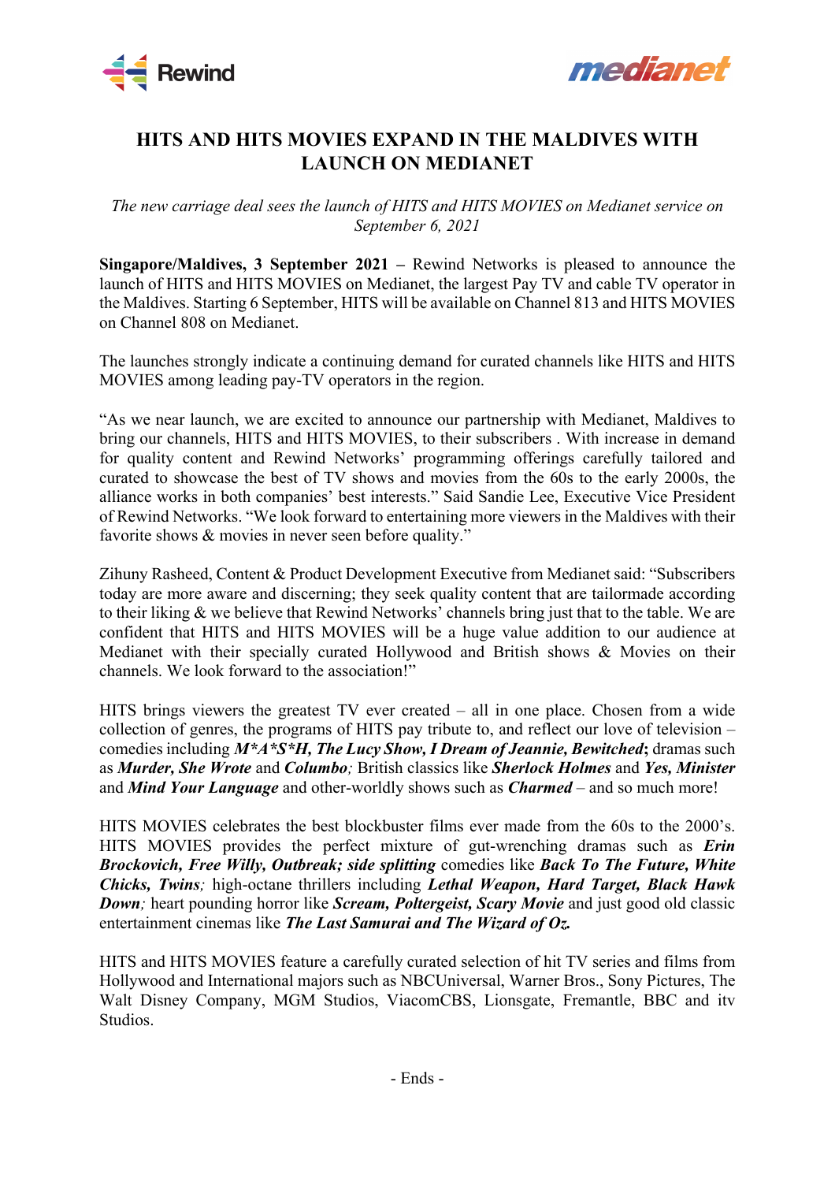Rewind

medianet

# HITS AND HITS MOVIES EXPAND IN THE MALDIVES WITH LAUNCH ON MEDIANET

*The new carriage deal sees the launch of HITS and HITS MOVIES on Medianet service on September 6, 2021*

**Singapore/Maldives, 3 September 2021 –** Rewind Networks is pleased to announce the launch of HITS and HITS MOVIES on Medianet, the largest Pay TV and cable TV operator in the Maldives. Starting 6 September, HITS will be available on Channel 813 and HITS MOVIES on Channel 808 on Medianet.

The launches strongly indicate a continuing demand for curated channels like HITS and HITS MOVIES among leading pay-TV operators in the region.

"As we near launch, we are excited to announce our partnership with Medianet, Maldives to bring our channels, HITS and HITS MOVIES, to their subscribers . With increase in demand for quality content and Rewind Networks' programming offerings carefully tailored and curated to showcase the best of TV shows and movies from the 60s to the early 2000s, the alliance works in both companies' best interests." Said Sandie Lee, Executive Vice President of Rewind Networks. "We look forward to entertaining more viewers in the Maldives with their favorite shows & movies in never seen before quality."

Zihuny Rasheed, Content & Product Development Executive from Medianet said: "Subscribers today are more aware and discerning; they seek quality content that are tailormade according to their liking & we believe that Rewind Networks' channels bring just that to the table. We are confident that HITS and HITS MOVIES will be a huge value addition to our audience at Medianet with their specially curated Hollywood and British shows & Movies on their channels. We look forward to the association!"

HITS brings viewers the greatest TV ever created – all in one place. Chosen from a wide collection of genres, the programs of HITS pay tribute to, and reflect our love of television – comedies including ***M*A*S*H, The Lucy Show, I Dream of Jeannie, Bewitched***; dramas such as ***Murder, She Wrote*** and ***Columbo****;* British classics like ***Sherlock Holmes*** and ***Yes, Minister*** and ***Mind Your Language*** and other-worldly shows such as ***Charmed*** – and so much more!

HITS MOVIES celebrates the best blockbuster films ever made from the 60s to the 2000's. HITS MOVIES provides the perfect mixture of gut-wrenching dramas such as ***Erin Brockovich, Free Willy, Outbreak; side splitting*** comedies like ***Back To The Future, White Chicks, Twins****;* high-octane thrillers including ***Lethal Weapon, Hard Target, Black Hawk Down****;* heart pounding horror like ***Scream, Poltergeist, Scary Movie*** and just good old classic entertainment cinemas like ***The Last Samurai and The Wizard of Oz.***

HITS and HITS MOVIES feature a carefully curated selection of hit TV series and films from Hollywood and International majors such as NBCUniversal, Warner Bros., Sony Pictures, The Walt Disney Company, MGM Studios, ViacomCBS, Lionsgate, Fremantle, BBC and itv Studios.

- Ends -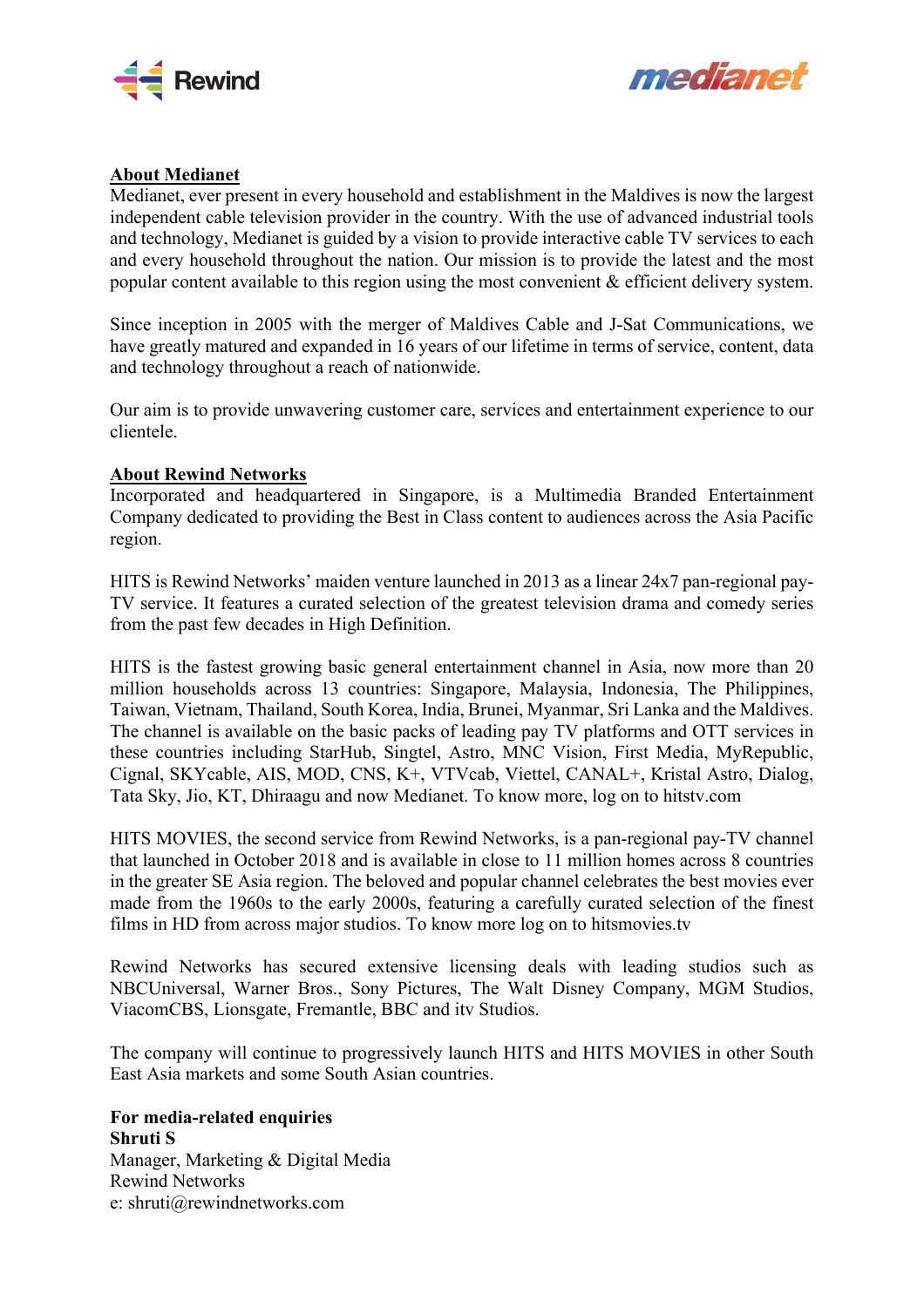## About Medianet

Medianet, ever present in every household and establishment in the Maldives is now the largest independent cable television provider in the country. With the use of advanced industrial tools and technology, Medianet is guided by a vision to provide interactive cable TV services to each and every household throughout the nation. Our mission is to provide the latest and the most popular content available to this region using the most convenient & efficient delivery system.

Since inception in 2005 with the merger of Maldives Cable and J-Sat Communications, we have greatly matured and expanded in 16 years of our lifetime in terms of service, content, data and technology throughout a reach of nationwide.

Our aim is to provide unwavering customer care, services and entertainment experience to our clientele.

## About Rewind Networks

Incorporated and headquartered in Singapore, is a Multimedia Branded Entertainment Company dedicated to providing the Best in Class content to audiences across the Asia Pacific region.

HITS is Rewind Networks' maiden venture launched in 2013 as a linear 24x7 pan-regional pay-TV service. It features a curated selection of the greatest television drama and comedy series from the past few decades in High Definition.

HITS is the fastest growing basic general entertainment channel in Asia, now more than 20 million households across 13 countries: Singapore, Malaysia, Indonesia, The Philippines, Taiwan, Vietnam, Thailand, South Korea, India, Brunei, Myanmar, Sri Lanka and the Maldives. The channel is available on the basic packs of leading pay TV platforms and OTT services in these countries including StarHub, Singtel, Astro, MNC Vision, First Media, MyRepublic, Cignal, SKYcable, AIS, MOD, CNS, K+, VTVcab, Viettel, CANAL+, Kristal Astro, Dialog, Tata Sky, Jio, KT, Dhiraagu and now Medianet. To know more, log on to hitstv.com

HITS MOVIES, the second service from Rewind Networks, is a pan-regional pay-TV channel that launched in October 2018 and is available in close to 11 million homes across 8 countries in the greater SE Asia region. The beloved and popular channel celebrates the best movies ever made from the 1960s to the early 2000s, featuring a carefully curated selection of the finest films in HD from across major studios. To know more log on to hitsmovies.tv

Rewind Networks has secured extensive licensing deals with leading studios such as NBCUniversal, Warner Bros., Sony Pictures, The Walt Disney Company, MGM Studios, ViacomCBS, Lionsgate, Fremantle, BBC and itv Studios.

The company will continue to progressively launch HITS and HITS MOVIES in other South East Asia markets and some South Asian countries.

**For media-related enquiries**
**Shruti S**
Manager, Marketing & Digital Media
Rewind Networks
e: shruti@rewindnetworks.com